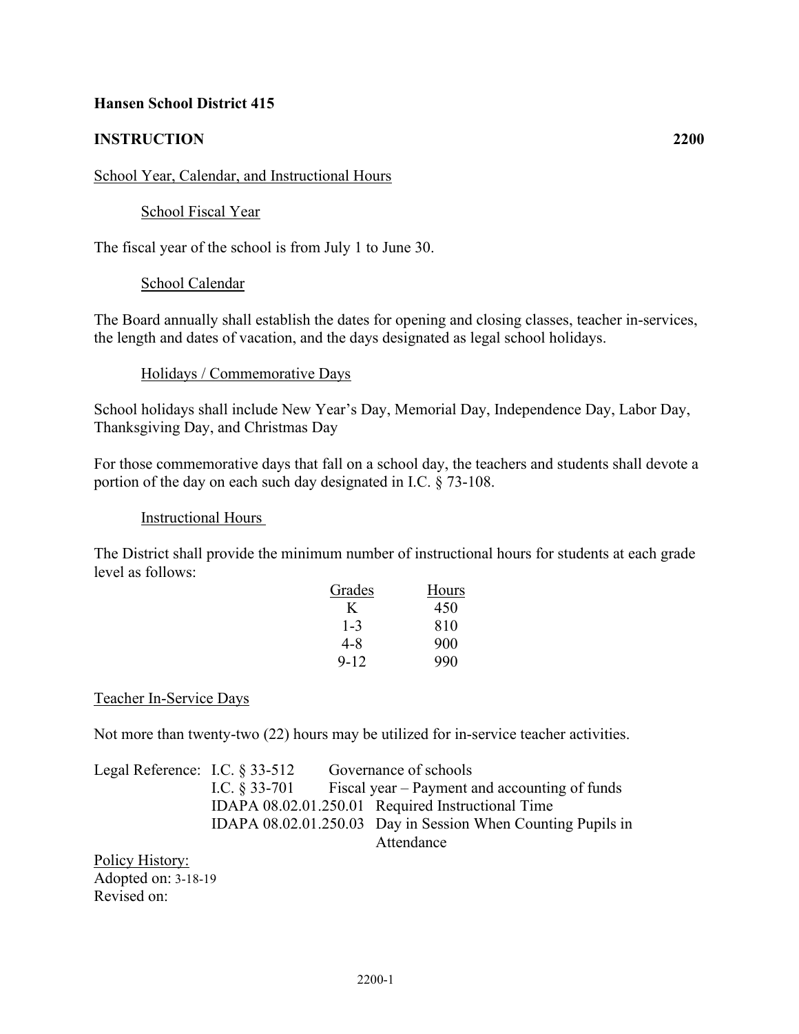**Hansen School District 415**

**INSTRUCTION 2200**

School Year, Calendar, and Instructional Hours

School Fiscal Year

The fiscal year of the school is from July 1 to June 30.

School Calendar

The Board annually shall establish the dates for opening and closing classes, teacher in-services, the length and dates of vacation, and the days designated as legal school holidays.

Holidays / Commemorative Days

School holidays shall include New Year's Day, Memorial Day, Independence Day, Labor Day, Thanksgiving Day, and Christmas Day

For those commemorative days that fall on a school day, the teachers and students shall devote a portion of the day on each such day designated in I.C. § 73-108.

Instructional Hours

The District shall provide the minimum number of instructional hours for students at each grade level as follows:

| Grades | Hours |
|---|---|
| K | 450 |
| 1-3 | 810 |
| 4-8 | 900 |
| 9-12 | 990 |

Teacher In-Service Days

Not more than twenty-two (22) hours may be utilized for in-service teacher activities.

| Legal Reference: | | |
|---|---|---|
| I.C. § 33-512 | Governance of schools |
| I.C. § 33-701 | Fiscal year – Payment and accounting of funds |
| IDAPA 08.02.01.250.01 | Required Instructional Time |
| IDAPA 08.02.01.250.03 | Day in Session When Counting Pupils in Attendance |

Policy History:
Adopted on: 3-18-19
Revised on: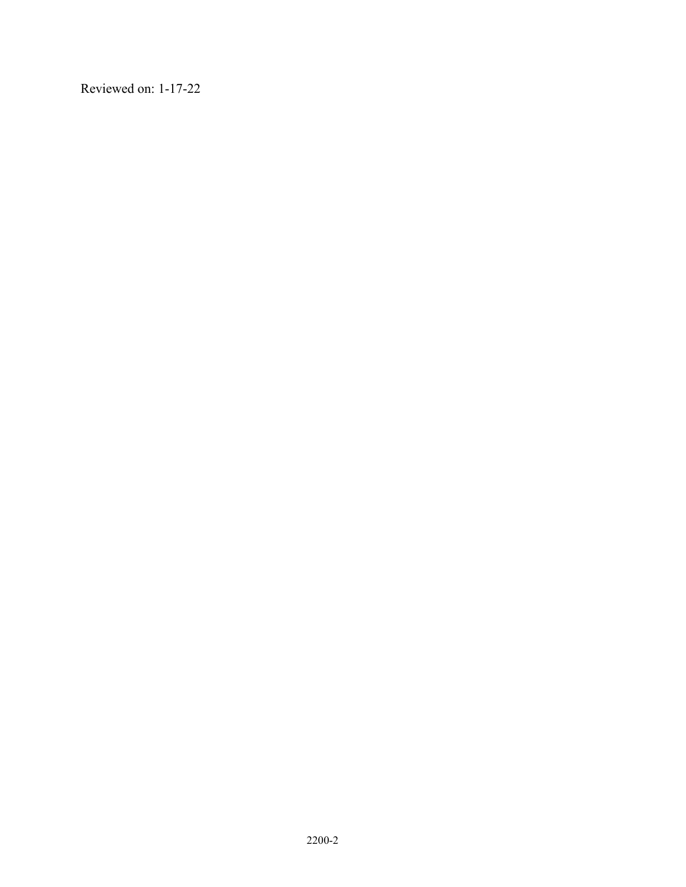Reviewed on: 1-17-22